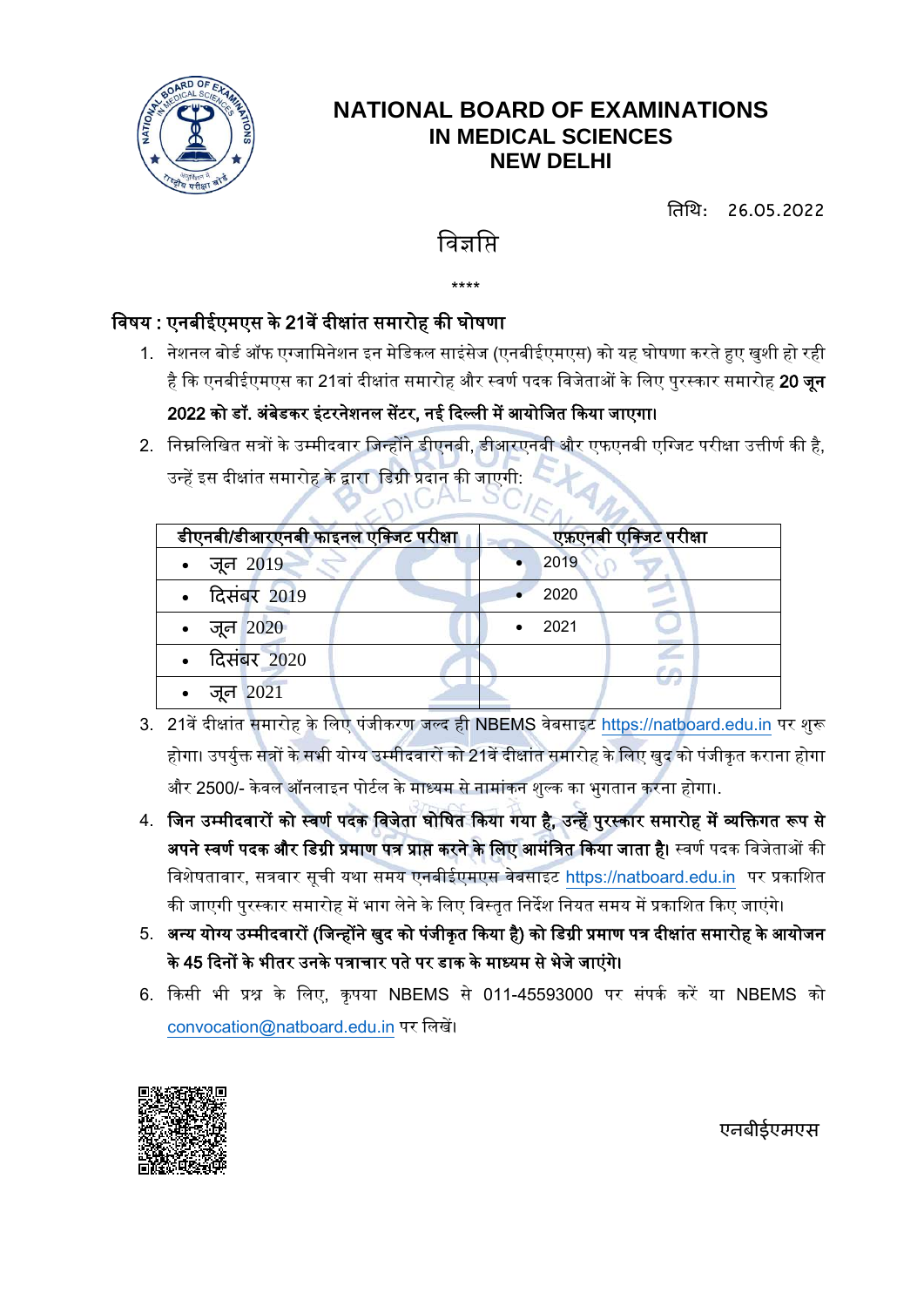# NATIONAL BOARD OF EXAMINATIONS
# IN MEDICAL SCIENCES
# NEW DELHI

तिथि: 26.05.2022

## विज्ञप्ति

\*\*\*\*

**विषय : एनबीईएमएस के 21वें दीक्षांत समारोह की घोषणा**

1. नेशनल बोर्ड ऑफ एग्जामिनेशन इन मेडिकल साइंसेज (एनबीईएमएस) को यह घोषणा करते हुए खुशी हो रही है कि एनबीईएमएस का 21वां दीक्षांत समारोह और स्वर्ण पदक विजेताओं के लिए पुरस्कार समारोह **20 जून 2022 को डॉ. अंबेडकर इंटरनेशनल सेंटर, नई दिल्ली में आयोजित किया जाएगा।**
2. निम्नलिखित सत्रों के उम्मीदवार जिन्होंने डीएनबी, डीआरएनबी और एफएनबी एग्जिट परीक्षा उत्तीर्ण की है, उन्हें इस दीक्षांत समारोह के द्वारा डिग्री प्रदान की जाएगी:

| डीएनबी/डीआरएनबी फाइनल एक्जिट परीक्षा | एफ़एनबी एक्जिट परीक्षा |
|---|---|
| • जून 2019 | • 2019 |
| • दिसंबर 2019 | • 2020 |
| • जून 2020 | • 2021 |
| • दिसंबर 2020 | |
| • जून 2021 | |

3. 21वें दीक्षांत समारोह के लिए पंजीकरण जल्द ही NBEMS वेबसाइट https://natboard.edu.in पर शुरू होगा। उपर्युक्त सत्रों के सभी योग्य उम्मीदवारों को 21वें दीक्षांत समारोह के लिए खुद को पंजीकृत कराना होगा और 2500/- केवल ऑनलाइन पोर्टल के माध्यम से नामांकन शुल्क का भुगतान करना होगा।.
4. **जिन उम्मीदवारों को स्वर्ण पदक विजेता घोषित किया गया है, उन्हें पुरस्कार समारोह में व्यक्तिगत रूप से अपने स्वर्ण पदक और डिग्री प्रमाण पत्र प्राप्त करने के लिए आमंत्रित किया जाता है।** स्वर्ण पदक विजेताओं की विशेषतावार, सत्रवार सूची यथा समय एनबीईएमएस वेबसाइट https://natboard.edu.in पर प्रकाशित की जाएगी पुरस्कार समारोह में भाग लेने के लिए विस्तृत निर्देश नियत समय में प्रकाशित किए जाएंगे।
5. **अन्य योग्य उम्मीदवारों (जिन्होंने खुद को पंजीकृत किया है) को डिग्री प्रमाण पत्र दीक्षांत समारोह के आयोजन के 45 दिनों के भीतर उनके पत्राचार पते पर डाक के माध्यम से भेजे जाएंगे।**
6. किसी भी प्रश्न के लिए, कृपया NBEMS से 011-45593000 पर संपर्क करें या NBEMS को convocation@natboard.edu.in पर लिखें।

एनबीईएमएस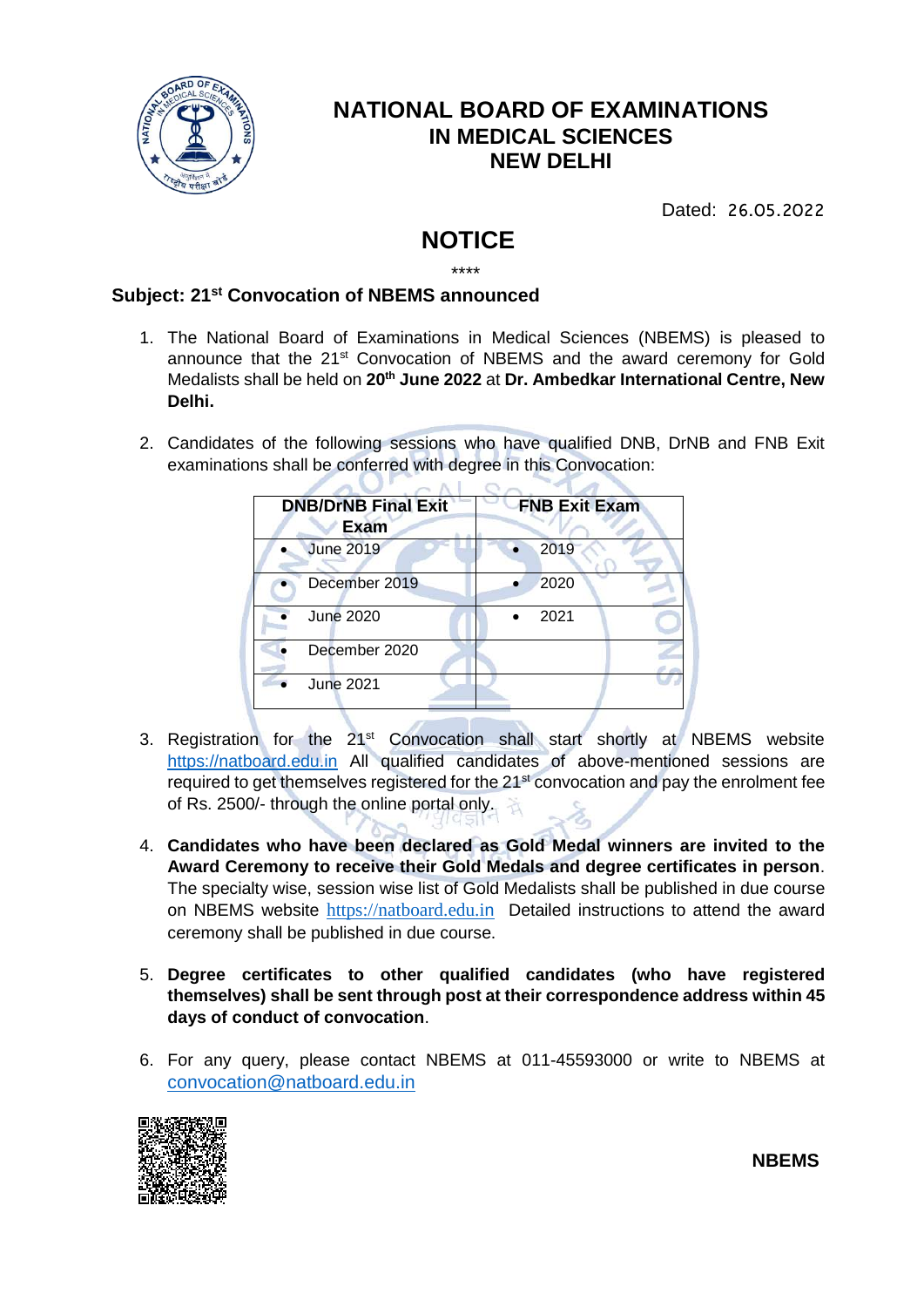# NATIONAL BOARD OF EXAMINATIONS IN MEDICAL SCIENCES NEW DELHI

Dated: 26.05.2022

## NOTICE

\*\*\*\*

**Subject: 21st Convocation of NBEMS announced**

1. The National Board of Examinations in Medical Sciences (NBEMS) is pleased to announce that the 21st Convocation of NBEMS and the award ceremony for Gold Medalists shall be held on **20th June 2022** at **Dr. Ambedkar International Centre, New Delhi.**

2. Candidates of the following sessions who have qualified DNB, DrNB and FNB Exit examinations shall be conferred with degree in this Convocation:

| DNB/DrNB Final Exit Exam | FNB Exit Exam |
|---|---|
| • June 2019 | • 2019 |
| • December 2019 | • 2020 |
| • June 2020 | • 2021 |
| • December 2020 | |
| • June 2021 | |

3. Registration for the 21st Convocation shall start shortly at NBEMS website https://natboard.edu.in All qualified candidates of above-mentioned sessions are required to get themselves registered for the 21st convocation and pay the enrolment fee of Rs. 2500/- through the online portal only.

4. **Candidates who have been declared as Gold Medal winners are invited to the Award Ceremony to receive their Gold Medals and degree certificates in person**. The specialty wise, session wise list of Gold Medalists shall be published in due course on NBEMS website https://natboard.edu.in Detailed instructions to attend the award ceremony shall be published in due course.

5. **Degree certificates to other qualified candidates (who have registered themselves) shall be sent through post at their correspondence address within 45 days of conduct of convocation**.

6. For any query, please contact NBEMS at 011-45593000 or write to NBEMS at convocation@natboard.edu.in

**NBEMS**